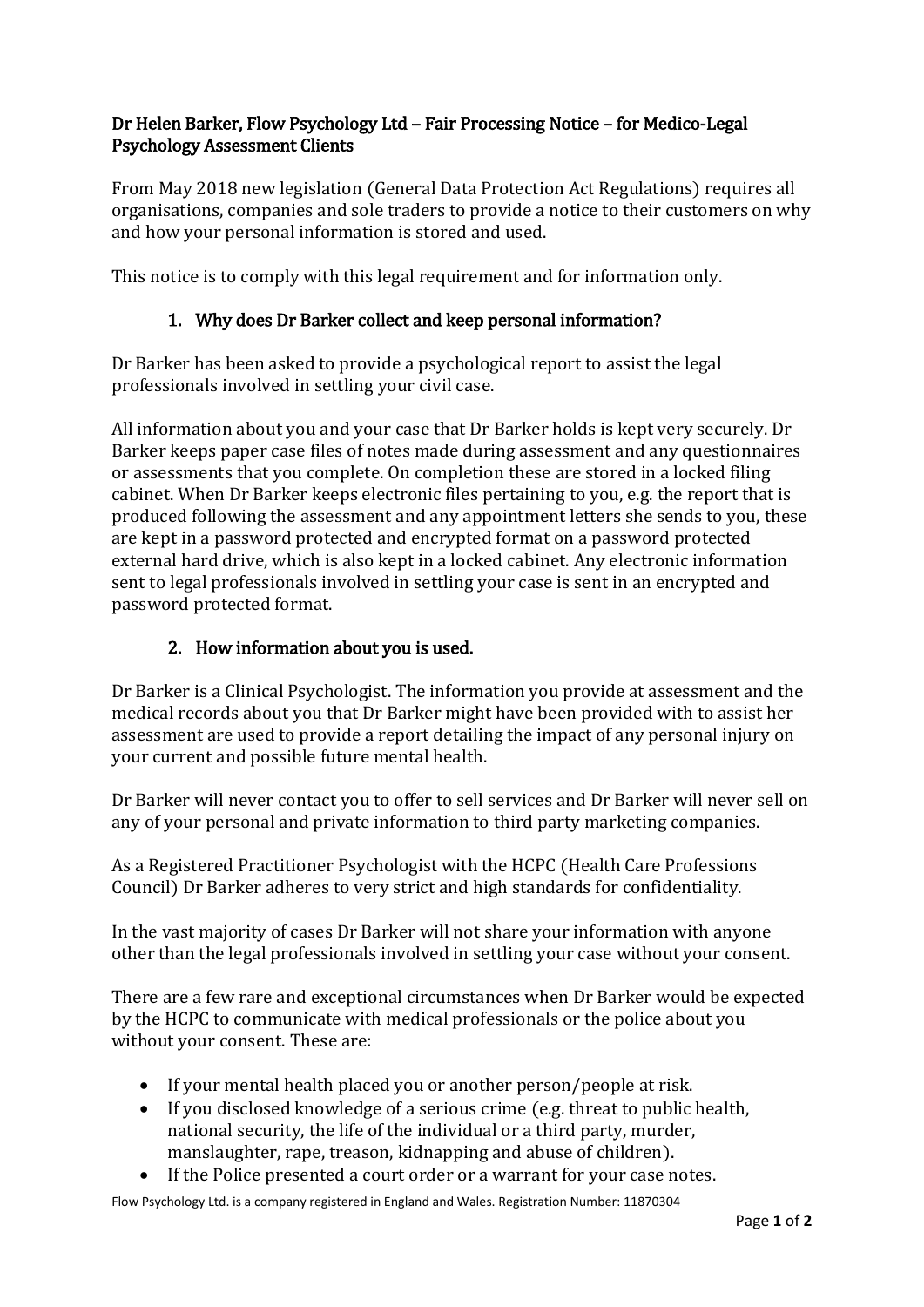# Dr Helen Barker, Flow Psychology Ltd – Fair Processing Notice – for Medico-Legal Psychology Assessment Clients

From May 2018 new legislation (General Data Protection Act Regulations) requires all organisations, companies and sole traders to provide a notice to their customers on why and how your personal information is stored and used.

This notice is to comply with this legal requirement and for information only.

## 1. Why does Dr Barker collect and keep personal information?

Dr Barker has been asked to provide a psychological report to assist the legal professionals involved in settling your civil case.

All information about you and your case that Dr Barker holds is kept very securely. Dr Barker keeps paper case files of notes made during assessment and any questionnaires or assessments that you complete. On completion these are stored in a locked filing cabinet. When Dr Barker keeps electronic files pertaining to you, e.g. the report that is produced following the assessment and any appointment letters she sends to you, these are kept in a password protected and encrypted format on a password protected external hard drive, which is also kept in a locked cabinet. Any electronic information sent to legal professionals involved in settling your case is sent in an encrypted and password protected format.

## 2. How information about you is used.

Dr Barker is a Clinical Psychologist. The information you provide at assessment and the medical records about you that Dr Barker might have been provided with to assist her assessment are used to provide a report detailing the impact of any personal injury on your current and possible future mental health.

Dr Barker will never contact you to offer to sell services and Dr Barker will never sell on any of your personal and private information to third party marketing companies.

As a Registered Practitioner Psychologist with the HCPC (Health Care Professions Council) Dr Barker adheres to very strict and high standards for confidentiality.

In the vast majority of cases Dr Barker will not share your information with anyone other than the legal professionals involved in settling your case without your consent.

There are a few rare and exceptional circumstances when Dr Barker would be expected by the HCPC to communicate with medical professionals or the police about you without your consent. These are:

- If your mental health placed you or another person/people at risk.
- If you disclosed knowledge of a serious crime (e.g. threat to public health, national security, the life of the individual or a third party, murder, manslaughter, rape, treason, kidnapping and abuse of children).
- If the Police presented a court order or a warrant for your case notes.

Flow Psychology Ltd. is a company registered in England and Wales. Registration Number: 11870304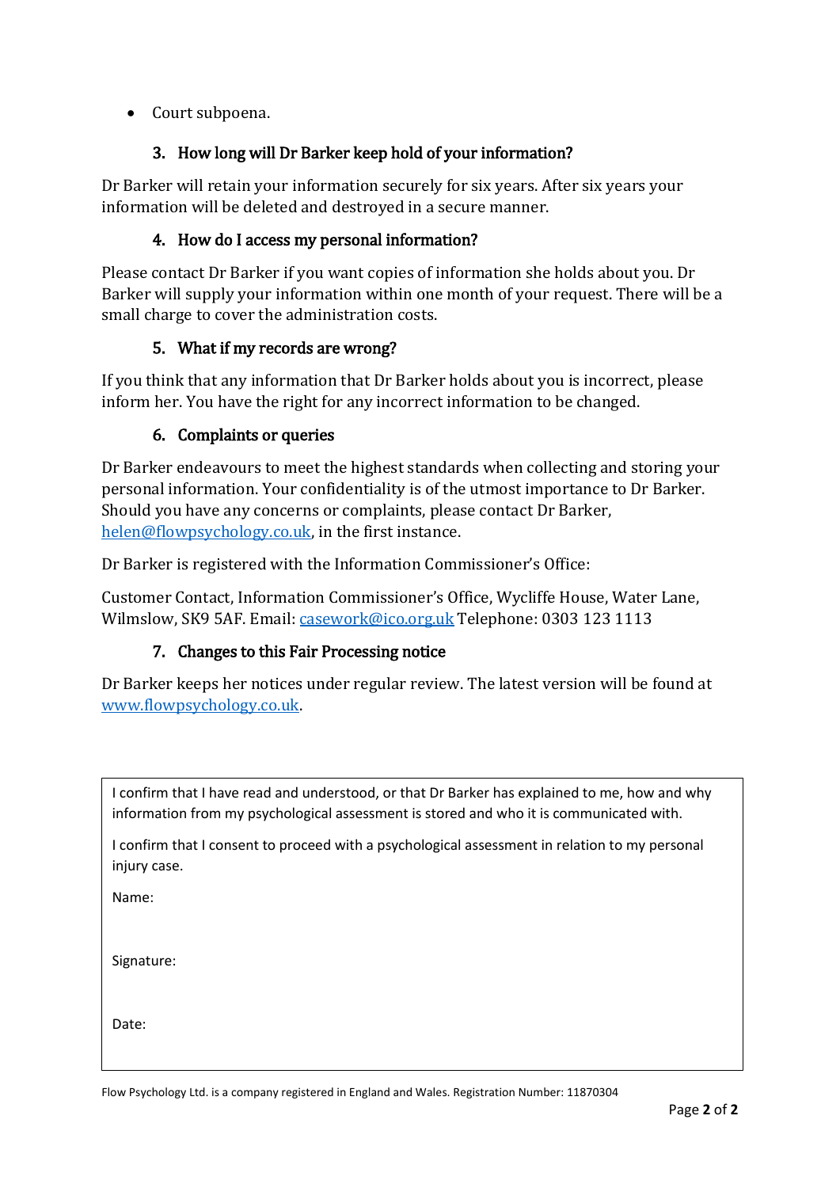- Court subpoena.

### 3. How long will Dr Barker keep hold of your information?

Dr Barker will retain your information securely for six years. After six years your information will be deleted and destroyed in a secure manner.

### 4. How do I access my personal information?

Please contact Dr Barker if you want copies of information she holds about you. Dr Barker will supply your information within one month of your request. There will be a small charge to cover the administration costs.

### 5. What if my records are wrong?

If you think that any information that Dr Barker holds about you is incorrect, please inform her. You have the right for any incorrect information to be changed.

### 6. Complaints or queries

Dr Barker endeavours to meet the highest standards when collecting and storing your personal information. Your confidentiality is of the utmost importance to Dr Barker. Should you have any concerns or complaints, please contact Dr Barker, [helen@flowpsychology.co.uk](mailto:helen@flowpsychology.co.uk), in the first instance.

Dr Barker is registered with the Information Commissioner's Office:

Customer Contact, Information Commissioner's Office, Wycliffe House, Water Lane, Wilmslow, SK9 5AF. Email: [casework@ico.org.uk](mailto:casework@ico.org.uk) Telephone: 0303 123 1113

### 7. Changes to this Fair Processing notice

Dr Barker keeps her notices under regular review. The latest version will be found at [www.flowpsychology.co.uk](http://www.flowpsychology.co.uk).

---

I confirm that I have read and understood, or that Dr Barker has explained to me, how and why information from my psychological assessment is stored and who it is communicated with.

I confirm that I consent to proceed with a psychological assessment in relation to my personal injury case.

Name:

Signature:

Date:

---

Flow Psychology Ltd. is a company registered in England and Wales. Registration Number: 11870304